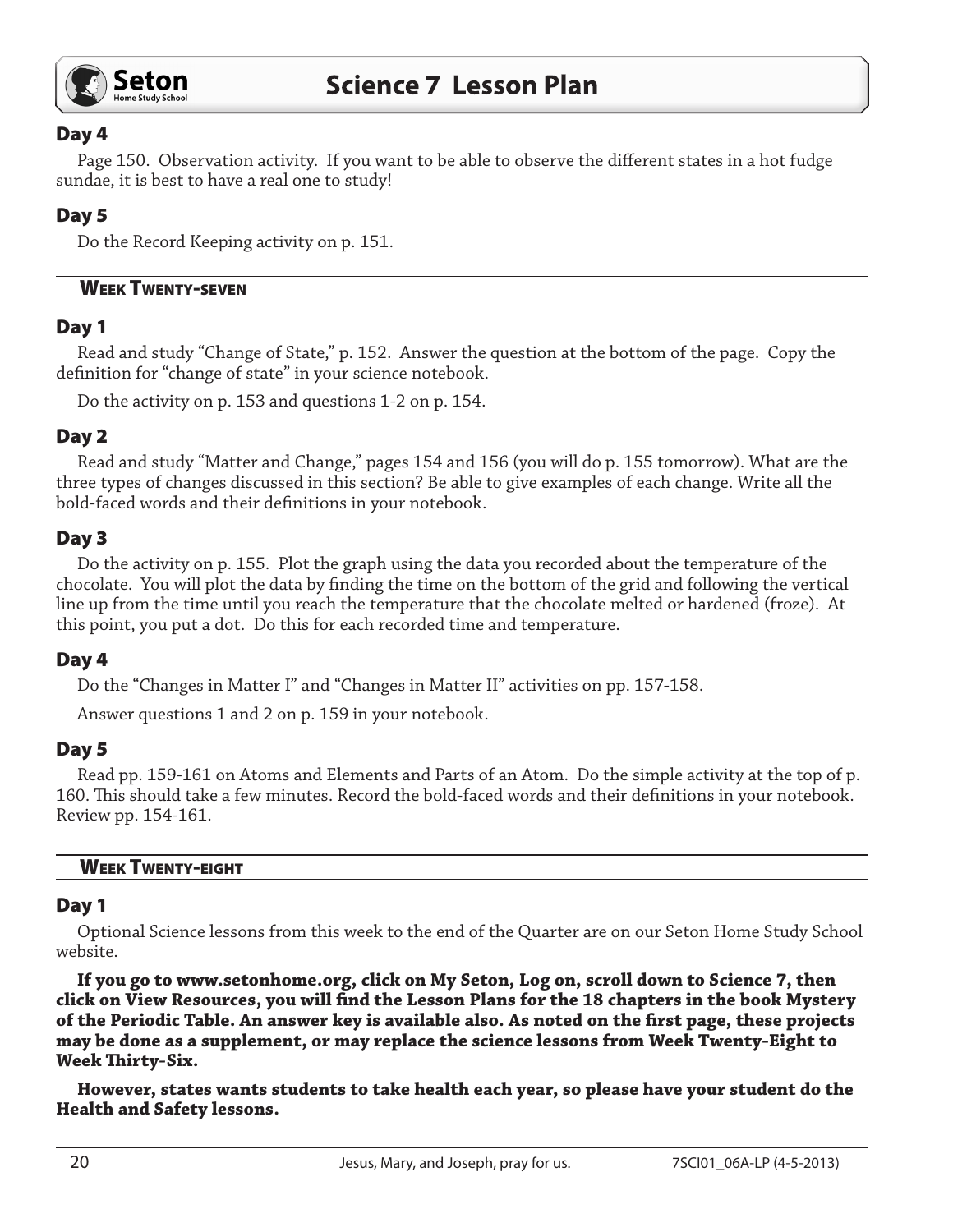# Science 7 Lesson Plan

### Day 4

Page 150. Observation activity. If you want to be able to observe the different states in a hot fudge sundae, it is best to have a real one to study!

### Day 5

Do the Record Keeping activity on p. 151.

## Week Twenty-seven

### Day 1

Read and study "Change of State," p. 152. Answer the question at the bottom of the page. Copy the definition for "change of state" in your science notebook.

Do the activity on p. 153 and questions 1-2 on p. 154.

### Day 2

Read and study "Matter and Change," pages 154 and 156 (you will do p. 155 tomorrow). What are the three types of changes discussed in this section? Be able to give examples of each change. Write all the bold-faced words and their definitions in your notebook.

### Day 3

Do the activity on p. 155. Plot the graph using the data you recorded about the temperature of the chocolate. You will plot the data by finding the time on the bottom of the grid and following the vertical line up from the time until you reach the temperature that the chocolate melted or hardened (froze). At this point, you put a dot. Do this for each recorded time and temperature.

### Day 4

Do the "Changes in Matter I" and "Changes in Matter II" activities on pp. 157-158.

Answer questions 1 and 2 on p. 159 in your notebook.

### Day 5

Read pp. 159-161 on Atoms and Elements and Parts of an Atom. Do the simple activity at the top of p. 160. This should take a few minutes. Record the bold-faced words and their definitions in your notebook. Review pp. 154-161.

## Week Twenty-eight

### Day 1

Optional Science lessons from this week to the end of the Quarter are on our Seton Home Study School website.

**If you go to www.setonhome.org, click on My Seton, Log on, scroll down to Science 7, then click on View Resources, you will find the Lesson Plans for the 18 chapters in the book Mystery of the Periodic Table. An answer key is available also. As noted on the first page, these projects may be done as a supplement, or may replace the science lessons from Week Twenty-Eight to Week Thirty-Six.**

**However, states wants students to take health each year, so please have your student do the Health and Safety lessons.**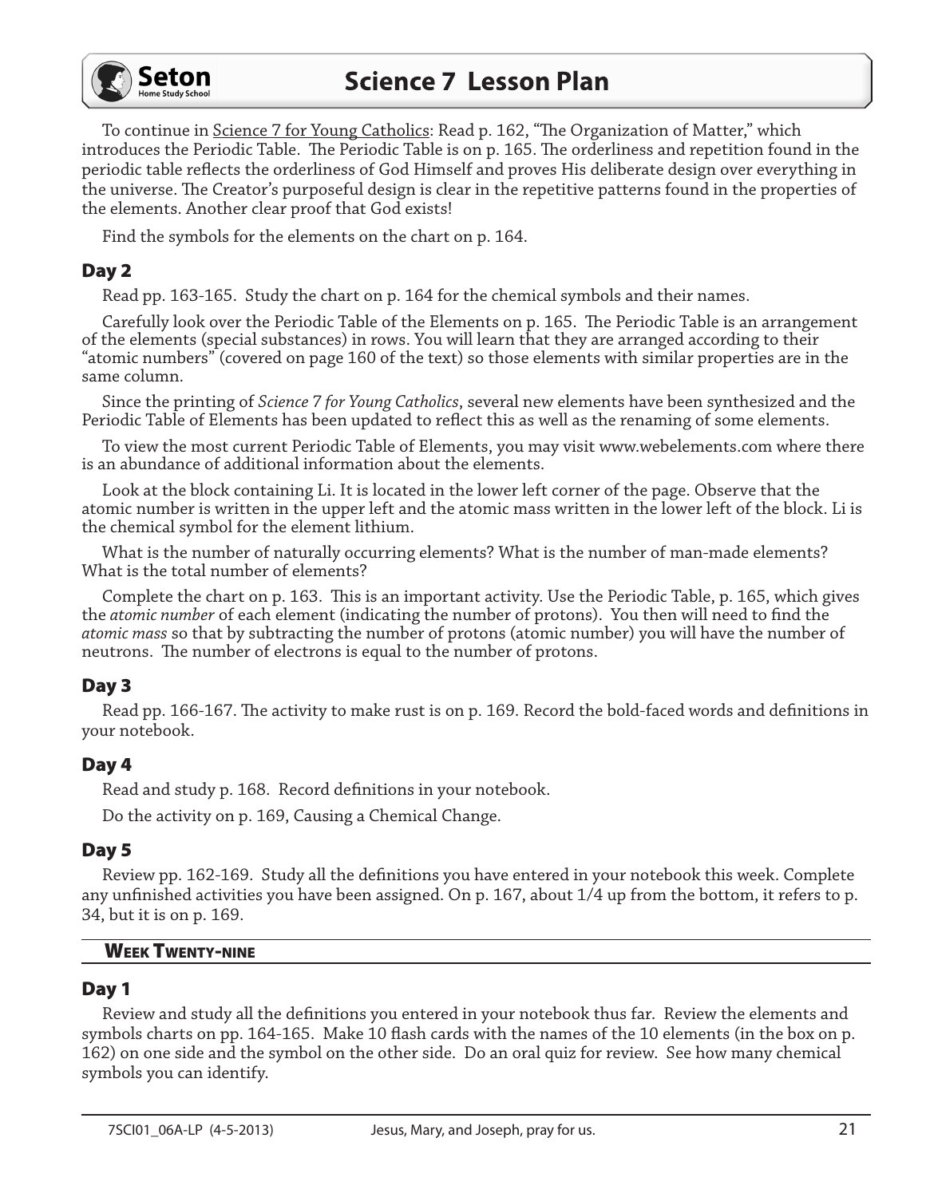To continue in Science 7 for Young Catholics: Read p. 162, "The Organization of Matter," which introduces the Periodic Table. The Periodic Table is on p. 165. The orderliness and repetition found in the periodic table reflects the orderliness of God Himself and proves His deliberate design over everything in the universe. The Creator's purposeful design is clear in the repetitive patterns found in the properties of the elements. Another clear proof that God exists!

Find the symbols for the elements on the chart on p. 164.

### Day 2

Read pp. 163-165. Study the chart on p. 164 for the chemical symbols and their names.

Carefully look over the Periodic Table of the Elements on p. 165. The Periodic Table is an arrangement of the elements (special substances) in rows. You will learn that they are arranged according to their "atomic numbers" (covered on page 160 of the text) so those elements with similar properties are in the same column.

Since the printing of *Science 7 for Young Catholics*, several new elements have been synthesized and the Periodic Table of Elements has been updated to reflect this as well as the renaming of some elements.

To view the most current Periodic Table of Elements, you may visit www.webelements.com where there is an abundance of additional information about the elements.

Look at the block containing Li. It is located in the lower left corner of the page. Observe that the atomic number is written in the upper left and the atomic mass written in the lower left of the block. Li is the chemical symbol for the element lithium.

What is the number of naturally occurring elements? What is the number of man-made elements? What is the total number of elements?

Complete the chart on p. 163. This is an important activity. Use the Periodic Table, p. 165, which gives the *atomic number* of each element (indicating the number of protons). You then will need to find the *atomic mass* so that by subtracting the number of protons (atomic number) you will have the number of neutrons. The number of electrons is equal to the number of protons.

### Day 3

Read pp. 166-167. The activity to make rust is on p. 169. Record the bold-faced words and definitions in your notebook.

### Day 4

Read and study p. 168. Record definitions in your notebook.

Do the activity on p. 169, Causing a Chemical Change.

### Day 5

Review pp. 162-169. Study all the definitions you have entered in your notebook this week. Complete any unfinished activities you have been assigned. On p. 167, about 1/4 up from the bottom, it refers to p. 34, but it is on p. 169.

## Week Twenty-nine

### Day 1

Review and study all the definitions you entered in your notebook thus far. Review the elements and symbols charts on pp. 164-165. Make 10 flash cards with the names of the 10 elements (in the box on p. 162) on one side and the symbol on the other side. Do an oral quiz for review. See how many chemical symbols you can identify.